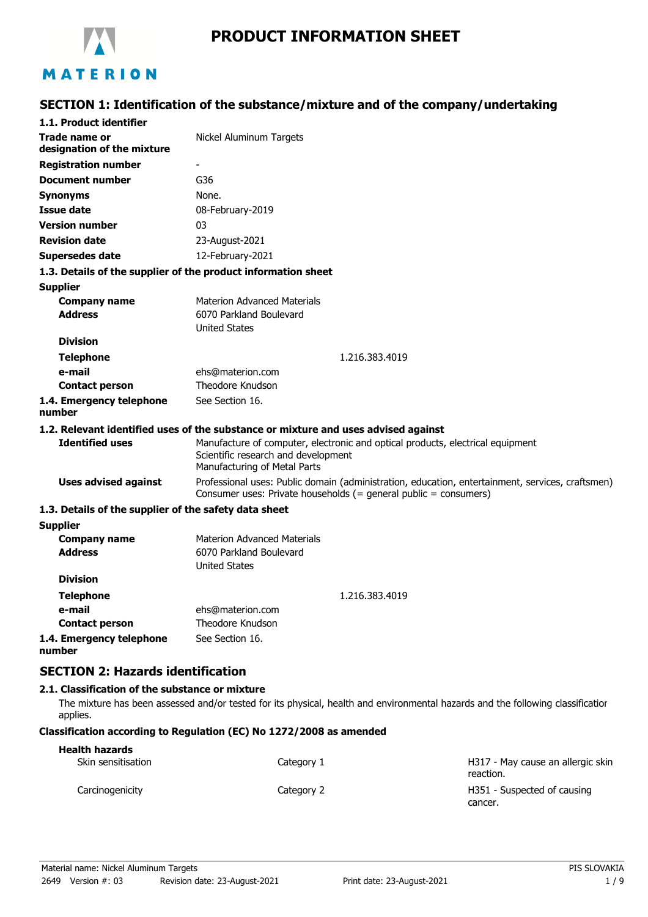# PRODUCT INFORMATION SHEET

## SECTION 1: Identification of the substance/mixture and of the company/undertaking

### 1.1. Product identifier

| | |
|---|---|
| **Trade name or designation of the mixture** | Nickel Aluminum Targets |
| **Registration number** | - |
| **Document number** | G36 |
| **Synonyms** | None. |
| **Issue date** | 08-February-2019 |
| **Version number** | 03 |
| **Revision date** | 23-August-2021 |
| **Supersedes date** | 12-February-2021 |

### 1.3. Details of the supplier of the product information sheet

**Supplier**

| | |
|---|---|
| **Company name** | Materion Advanced Materials |
| **Address** | 6070 Parkland Boulevard<br>United States |
| **Division** | |
| **Telephone** | 1.216.383.4019 |
| **e-mail** | ehs@materion.com |
| **Contact person** | Theodore Knudson |
| **1.4. Emergency telephone number** | See Section 16. |

### 1.2. Relevant identified uses of the substance or mixture and uses advised against

| | |
|---|---|
| **Identified uses** | Manufacture of computer, electronic and optical products, electrical equipment<br>Scientific research and development<br>Manufacturing of Metal Parts |
| **Uses advised against** | Professional uses: Public domain (administration, education, entertainment, services, craftsmen)<br>Consumer uses: Private households (= general public = consumers) |

### 1.3. Details of the supplier of the safety data sheet

**Supplier**

| | |
|---|---|
| **Company name** | Materion Advanced Materials |
| **Address** | 6070 Parkland Boulevard<br>United States |
| **Division** | |
| **Telephone** | 1.216.383.4019 |
| **e-mail** | ehs@materion.com |
| **Contact person** | Theodore Knudson |
| **1.4. Emergency telephone number** | See Section 16. |

## SECTION 2: Hazards identification

### 2.1. Classification of the substance or mixture

The mixture has been assessed and/or tested for its physical, health and environmental hazards and the following classification applies.

**Classification according to Regulation (EC) No 1272/2008 as amended**

**Health hazards**

| | | |
|---|---|---|
| Skin sensitisation | Category 1 | H317 - May cause an allergic skin reaction. |
| Carcinogenicity | Category 2 | H351 - Suspected of causing cancer. |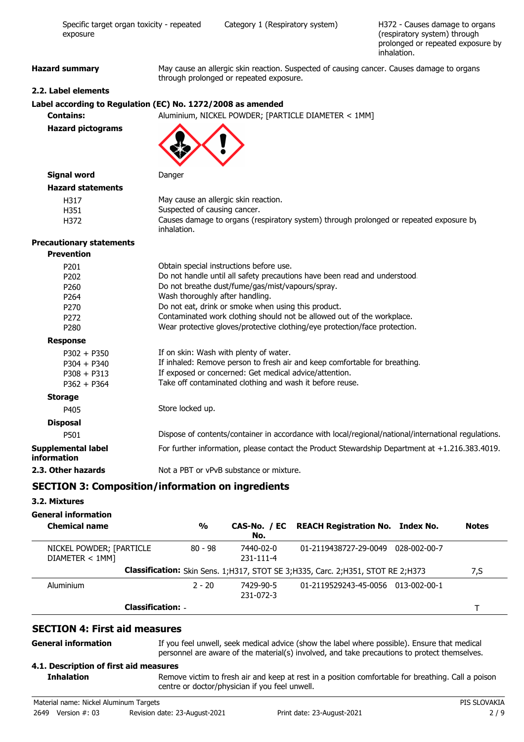| Specific target organ toxicity - repeated exposure | Category 1 (Respiratory system) | H372 - Causes damage to organs (respiratory system) through prolonged or repeated exposure by inhalation. |
|---|---|---|

**Hazard summary** May cause an allergic skin reaction. Suspected of causing cancer. Causes damage to organs through prolonged or repeated exposure.

### 2.2. Label elements

**Label according to Regulation (EC) No. 1272/2008 as amended**

**Contains:** Aluminium, NICKEL POWDER; [PARTICLE DIAMETER < 1MM]

**Hazard pictograms**

**Signal word** Danger

**Hazard statements**

| | |
|---|---|
| H317 | May cause an allergic skin reaction. |
| H351 | Suspected of causing cancer. |
| H372 | Causes damage to organs (respiratory system) through prolonged or repeated exposure by inhalation. |

**Precautionary statements**

**Prevention**

| | |
|---|---|
| P201 | Obtain special instructions before use. |
| P202 | Do not handle until all safety precautions have been read and understood. |
| P260 | Do not breathe dust/fume/gas/mist/vapours/spray. |
| P264 | Wash thoroughly after handling. |
| P270 | Do not eat, drink or smoke when using this product. |
| P272 | Contaminated work clothing should not be allowed out of the workplace. |
| P280 | Wear protective gloves/protective clothing/eye protection/face protection. |

**Response**

| | |
|---|---|
| P302 + P350 | If on skin: Wash with plenty of water. |
| P304 + P340 | If inhaled: Remove person to fresh air and keep comfortable for breathing. |
| P308 + P313 | If exposed or concerned: Get medical advice/attention. |
| P362 + P364 | Take off contaminated clothing and wash it before reuse. |

**Storage**

| | |
|---|---|
| P405 | Store locked up. |

**Disposal**

| | |
|---|---|
| P501 | Dispose of contents/container in accordance with local/regional/national/international regulations. |

**Supplemental label information** For further information, please contact the Product Stewardship Department at +1.216.383.4019.

**2.3. Other hazards** Not a PBT or vPvB substance or mixture.

## SECTION 3: Composition/information on ingredients

### 3.2. Mixtures

**General information**

| Chemical name | % | CAS-No. / EC No. | REACH Registration No. | Index No. | Notes |
|---|---|---|---|---|---|
| NICKEL POWDER; [PARTICLE DIAMETER < 1MM] | 80 - 98 | 7440-02-0 231-111-4 | 01-2119438727-29-0049 | 028-002-00-7 | |
| | **Classification:** Skin Sens. 1;H317, STOT SE 3;H335, Carc. 2;H351, STOT RE 2;H373 | | | | 7,S |
| Aluminium | 2 - 20 | 7429-90-5 231-072-3 | 01-2119529243-45-0056 | 013-002-00-1 | |
| | **Classification:** - | | | | T |

## SECTION 4: First aid measures

**General information** If you feel unwell, seek medical advice (show the label where possible). Ensure that medical personnel are aware of the material(s) involved, and take precautions to protect themselves.

### 4.1. Description of first aid measures

**Inhalation** Remove victim to fresh air and keep at rest in a position comfortable for breathing. Call a poison centre or doctor/physician if you feel unwell.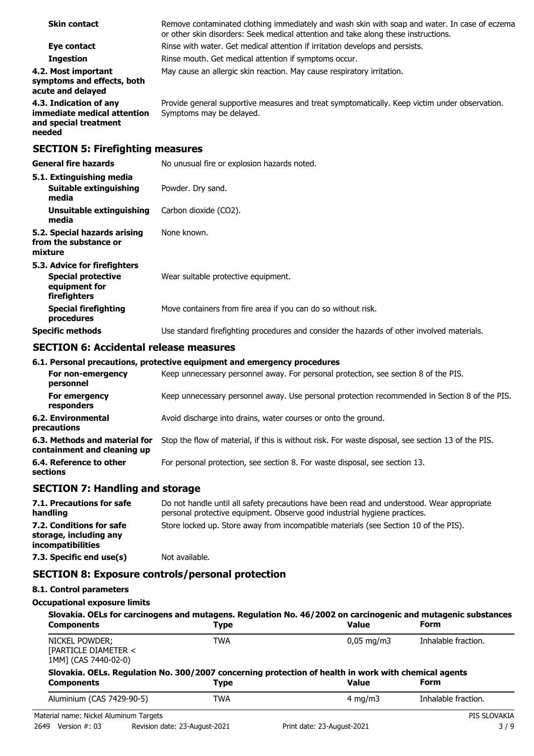| | |
|---|---|
| **Skin contact** | Remove contaminated clothing immediately and wash skin with soap and water. In case of eczema or other skin disorders: Seek medical attention and take along these instructions. |
| **Eye contact** | Rinse with water. Get medical attention if irritation develops and persists. |
| **Ingestion** | Rinse mouth. Get medical attention if symptoms occur. |
| **4.2. Most important symptoms and effects, both acute and delayed** | May cause an allergic skin reaction. May cause respiratory irritation. |
| **4.3. Indication of any immediate medical attention and special treatment needed** | Provide general supportive measures and treat symptomatically. Keep victim under observation. Symptoms may be delayed. |

## SECTION 5: Firefighting measures

| | |
|---|---|
| **General fire hazards** | No unusual fire or explosion hazards noted. |
| **5.1. Extinguishing media** | |
| **Suitable extinguishing media** | Powder. Dry sand. |
| **Unsuitable extinguishing media** | Carbon dioxide ($CO_2$). |
| **5.2. Special hazards arising from the substance or mixture** | None known. |
| **5.3. Advice for firefighters** | |
| **Special protective equipment for firefighters** | Wear suitable protective equipment. |
| **Special firefighting procedures** | Move containers from fire area if you can do so without risk. |
| **Specific methods** | Use standard firefighting procedures and consider the hazards of other involved materials. |

## SECTION 6: Accidental release measures

**6.1. Personal precautions, protective equipment and emergency procedures**

| | |
|---|---|
| **For non-emergency personnel** | Keep unnecessary personnel away. For personal protection, see section 8 of the PIS. |
| **For emergency responders** | Keep unnecessary personnel away. Use personal protection recommended in Section 8 of the PIS. |
| **6.2. Environmental precautions** | Avoid discharge into drains, water courses or onto the ground. |
| **6.3. Methods and material for containment and cleaning up** | Stop the flow of material, if this is without risk. For waste disposal, see section 13 of the PIS. |
| **6.4. Reference to other sections** | For personal protection, see section 8. For waste disposal, see section 13. |

## SECTION 7: Handling and storage

| | |
|---|---|
| **7.1. Precautions for safe handling** | Do not handle until all safety precautions have been read and understood. Wear appropriate personal protective equipment. Observe good industrial hygiene practices. |
| **7.2. Conditions for safe storage, including any incompatibilities** | Store locked up. Store away from incompatible materials (see Section 10 of the PIS). |
| **7.3. Specific end use(s)** | Not available. |

## SECTION 8: Exposure controls/personal protection

**8.1. Control parameters**

**Occupational exposure limits**

**Slovakia. OELs for carcinogens and mutagens. Regulation No. 46/2002 on carcinogenic and mutagenic substances**

| Components | Type | Value | Form |
|---|---|---|---|
| NICKEL POWDER; [PARTICLE DIAMETER < 1MM] (CAS 7440-02-0) | TWA | 0,05 mg/m3 | Inhalable fraction. |

**Slovakia. OELs. Regulation No. 300/2007 concerning protection of health in work with chemical agents**

| Components | Type | Value | Form |
|---|---|---|---|
| Aluminium (CAS 7429-90-5) | TWA | 4 mg/m3 | Inhalable fraction. |

Material name: Nickel Aluminum Targets
2649 Version #: 03 Revision date: 23-August-2021 Print date: 23-August-2021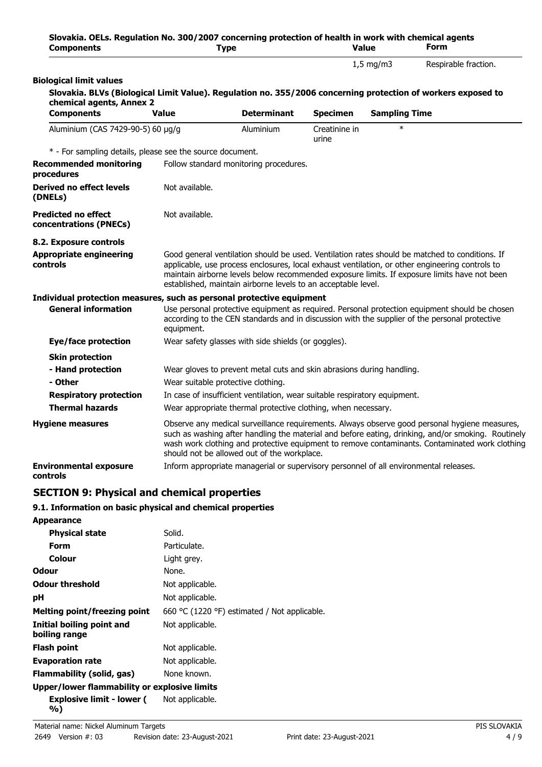**Slovakia. OELs. Regulation No. 300/2007 concerning protection of health in work with chemical agents**

| Components | Type | Value | Form |
|---|---|---|---|
| | | 1,5 mg/m3 | Respirable fraction. |

**Biological limit values**

**Slovakia. BLVs (Biological Limit Value). Regulation no. 355/2006 concerning protection of workers exposed to chemical agents, Annex 2**

| Components | Value | Determinant | Specimen | Sampling Time |
|---|---|---|---|---|
| Aluminium (CAS 7429-90-5) | 60 µg/g | Aluminium | Creatinine in urine | * |

* - For sampling details, please see the source document.

**Recommended monitoring procedures**
Follow standard monitoring procedures.

**Derived no effect levels (DNELs)**
Not available.

**Predicted no effect concentrations (PNECs)**
Not available.

**8.2. Exposure controls**

**Appropriate engineering controls**
Good general ventilation should be used. Ventilation rates should be matched to conditions. If applicable, use process enclosures, local exhaust ventilation, or other engineering controls to maintain airborne levels below recommended exposure limits. If exposure limits have not been established, maintain airborne levels to an acceptable level.

**Individual protection measures, such as personal protective equipment**

**General information**
Use personal protective equipment as required. Personal protection equipment should be chosen according to the CEN standards and in discussion with the supplier of the personal protective equipment.

**Eye/face protection**
Wear safety glasses with side shields (or goggles).

**Skin protection**

**- Hand protection**
Wear gloves to prevent metal cuts and skin abrasions during handling.

**- Other**
Wear suitable protective clothing.

**Respiratory protection**
In case of insufficient ventilation, wear suitable respiratory equipment.

**Thermal hazards**
Wear appropriate thermal protective clothing, when necessary.

**Hygiene measures**
Observe any medical surveillance requirements. Always observe good personal hygiene measures, such as washing after handling the material and before eating, drinking, and/or smoking. Routinely wash work clothing and protective equipment to remove contaminants. Contaminated work clothing should not be allowed out of the workplace.

**Environmental exposure controls**
Inform appropriate managerial or supervisory personnel of all environmental releases.

## SECTION 9: Physical and chemical properties

### 9.1. Information on basic physical and chemical properties

**Appearance**

| | |
|---|---|
| **Physical state** | Solid. |
| **Form** | Particulate. |
| **Colour** | Light grey. |
| **Odour** | None. |
| **Odour threshold** | Not applicable. |
| **pH** | Not applicable. |
| **Melting point/freezing point** | 660 °C (1220 °F) estimated / Not applicable. |
| **Initial boiling point and boiling range** | Not applicable. |
| **Flash point** | Not applicable. |
| **Evaporation rate** | Not applicable. |
| **Flammability (solid, gas)** | None known. |

**Upper/lower flammability or explosive limits**

| | |
|---|---|
| **Explosive limit - lower (%)** | Not applicable. |

Material name: Nickel Aluminum Targets
2649 Version #: 03 Revision date: 23-August-2021 Print date: 23-August-2021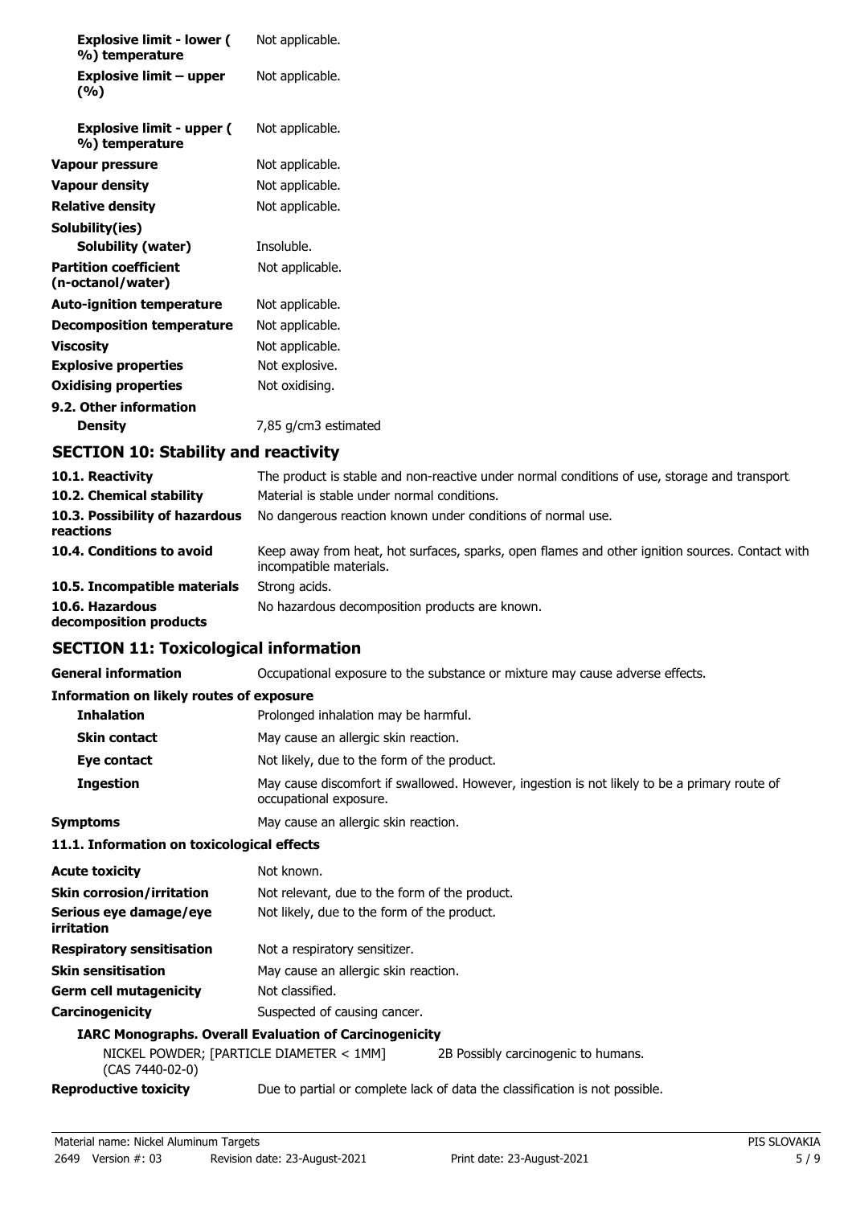| | |
|---|---|
| **Explosive limit - lower (%) temperature** | Not applicable. |
| **Explosive limit – upper (%)** | Not applicable. |
| **Explosive limit - upper (%) temperature** | Not applicable. |
| **Vapour pressure** | Not applicable. |
| **Vapour density** | Not applicable. |
| **Relative density** | Not applicable. |
| **Solubility(ies)** | |
| **Solubility (water)** | Insoluble. |
| **Partition coefficient (n-octanol/water)** | Not applicable. |
| **Auto-ignition temperature** | Not applicable. |
| **Decomposition temperature** | Not applicable. |
| **Viscosity** | Not applicable. |
| **Explosive properties** | Not explosive. |
| **Oxidising properties** | Not oxidising. |
| **9.2. Other information** | |
| **Density** | 7,85 g/cm3 estimated |

## SECTION 10: Stability and reactivity

| | |
|---|---|
| **10.1. Reactivity** | The product is stable and non-reactive under normal conditions of use, storage and transport. |
| **10.2. Chemical stability** | Material is stable under normal conditions. |
| **10.3. Possibility of hazardous reactions** | No dangerous reaction known under conditions of normal use. |
| **10.4. Conditions to avoid** | Keep away from heat, hot surfaces, sparks, open flames and other ignition sources. Contact with incompatible materials. |
| **10.5. Incompatible materials** | Strong acids. |
| **10.6. Hazardous decomposition products** | No hazardous decomposition products are known. |

## SECTION 11: Toxicological information

| | |
|---|---|
| **General information** | Occupational exposure to the substance or mixture may cause adverse effects. |
| **Information on likely routes of exposure** | |
| **Inhalation** | Prolonged inhalation may be harmful. |
| **Skin contact** | May cause an allergic skin reaction. |
| **Eye contact** | Not likely, due to the form of the product. |
| **Ingestion** | May cause discomfort if swallowed. However, ingestion is not likely to be a primary route of occupational exposure. |
| **Symptoms** | May cause an allergic skin reaction. |

**11.1. Information on toxicological effects**

| | |
|---|---|
| **Acute toxicity** | Not known. |
| **Skin corrosion/irritation** | Not relevant, due to the form of the product. |
| **Serious eye damage/eye irritation** | Not likely, due to the form of the product. |
| **Respiratory sensitisation** | Not a respiratory sensitizer. |
| **Skin sensitisation** | May cause an allergic skin reaction. |
| **Germ cell mutagenicity** | Not classified. |
| **Carcinogenicity** | Suspected of causing cancer. |

**IARC Monographs. Overall Evaluation of Carcinogenicity**

| | |
|---|---|
| NICKEL POWDER; [PARTICLE DIAMETER < 1MM] (CAS 7440-02-0) | 2B Possibly carcinogenic to humans. |

| | |
|---|---|
| **Reproductive toxicity** | Due to partial or complete lack of data the classification is not possible. |

Material name: Nickel Aluminum Targets
2649 Version #: 03 Revision date: 23-August-2021 Print date: 23-August-2021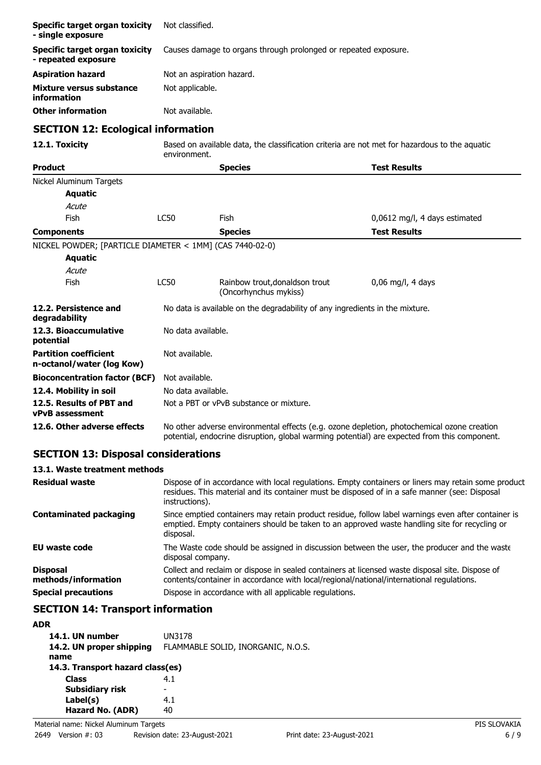| | |
|---|---|
| **Specific target organ toxicity - single exposure** | Not classified. |
| **Specific target organ toxicity - repeated exposure** | Causes damage to organs through prolonged or repeated exposure. |
| **Aspiration hazard** | Not an aspiration hazard. |
| **Mixture versus substance information** | Not applicable. |
| **Other information** | Not available. |

## SECTION 12: Ecological information

**12.1. Toxicity** Based on available data, the classification criteria are not met for hazardous to the aquatic environment.

| **Product** | | **Species** | **Test Results** |
|---|---|---|---|
| Nickel Aluminum Targets | | | |
| **Aquatic** | | | |
| *Acute* | | | |
| Fish | LC50 | Fish | 0,0612 mg/l, 4 days estimated |

| **Components** | | **Species** | **Test Results** |
|---|---|---|---|
| NICKEL POWDER; [PARTICLE DIAMETER < 1MM] (CAS 7440-02-0) | | | |
| **Aquatic** | | | |
| *Acute* | | | |
| Fish | LC50 | Rainbow trout,donaldson trout (Oncorhynchus mykiss) | 0,06 mg/l, 4 days |

| | |
|---|---|
| **12.2. Persistence and degradability** | No data is available on the degradability of any ingredients in the mixture. |
| **12.3. Bioaccumulative potential** | No data available. |
| **Partition coefficient n-octanol/water (log Kow)** | Not available. |
| **Bioconcentration factor (BCF)** | Not available. |
| **12.4. Mobility in soil** | No data available. |
| **12.5. Results of PBT and vPvB assessment** | Not a PBT or vPvB substance or mixture. |
| **12.6. Other adverse effects** | No other adverse environmental effects (e.g. ozone depletion, photochemical ozone creation potential, endocrine disruption, global warming potential) are expected from this component. |

## SECTION 13: Disposal considerations

### 13.1. Waste treatment methods

| | |
|---|---|
| **Residual waste** | Dispose of in accordance with local regulations. Empty containers or liners may retain some product residues. This material and its container must be disposed of in a safe manner (see: Disposal instructions). |
| **Contaminated packaging** | Since emptied containers may retain product residue, follow label warnings even after container is emptied. Empty containers should be taken to an approved waste handling site for recycling or disposal. |
| **EU waste code** | The Waste code should be assigned in discussion between the user, the producer and the waste disposal company. |
| **Disposal methods/information** | Collect and reclaim or dispose in sealed containers at licensed waste disposal site. Dispose of contents/container in accordance with local/regional/national/international regulations. |
| **Special precautions** | Dispose in accordance with all applicable regulations. |

## SECTION 14: Transport information

**ADR**

| | |
|---|---|
| **14.1. UN number** | UN3178 |
| **14.2. UN proper shipping name** | FLAMMABLE SOLID, INORGANIC, N.O.S. |
| **14.3. Transport hazard class(es)** | |
| **Class** | 4.1 |
| **Subsidiary risk** | - |
| **Label(s)** | 4.1 |
| **Hazard No. (ADR)** | 40 |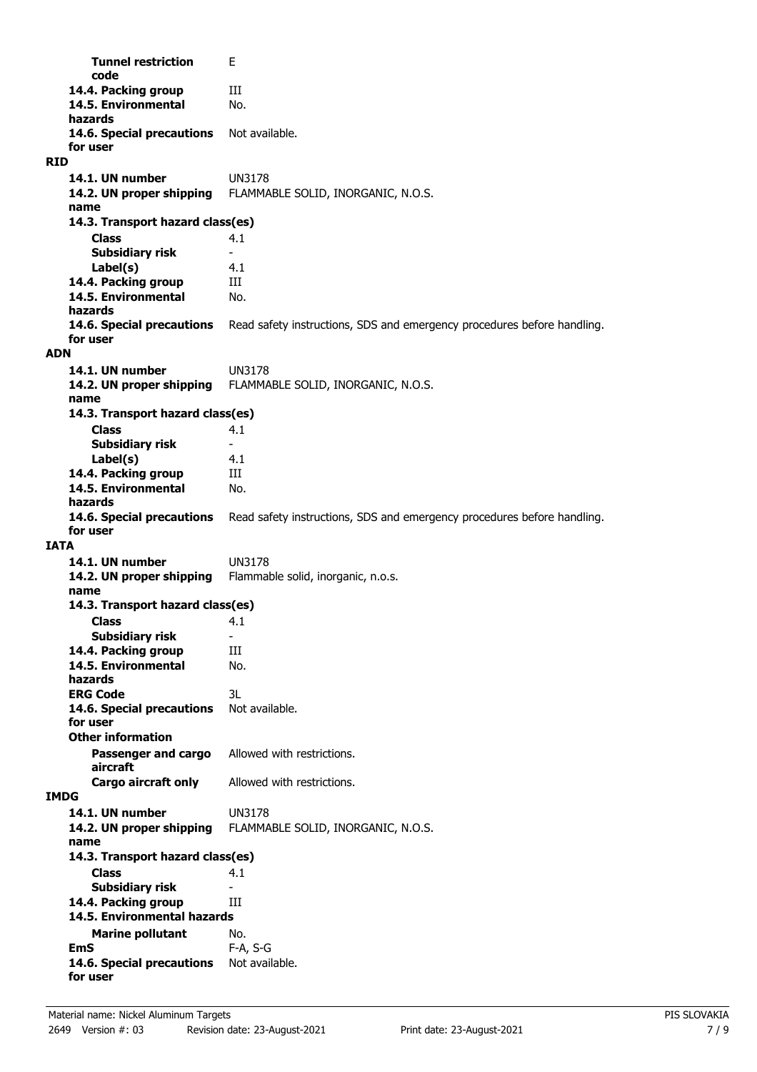| | |
|---|---|
| **Tunnel restriction code** | E |
| **14.4. Packing group** | III |
| **14.5. Environmental hazards** | No. |
| **14.6. Special precautions for user** | Not available. |

**RID**

| | |
|---|---|
| **14.1. UN number** | UN3178 |
| **14.2. UN proper shipping name** | FLAMMABLE SOLID, INORGANIC, N.O.S. |
| **14.3. Transport hazard class(es)** | |
| **Class** | 4.1 |
| **Subsidiary risk** | - |
| **Label(s)** | 4.1 |
| **14.4. Packing group** | III |
| **14.5. Environmental hazards** | No. |
| **14.6. Special precautions for user** | Read safety instructions, SDS and emergency procedures before handling. |

**ADN**

| | |
|---|---|
| **14.1. UN number** | UN3178 |
| **14.2. UN proper shipping name** | FLAMMABLE SOLID, INORGANIC, N.O.S. |
| **14.3. Transport hazard class(es)** | |
| **Class** | 4.1 |
| **Subsidiary risk** | - |
| **Label(s)** | 4.1 |
| **14.4. Packing group** | III |
| **14.5. Environmental hazards** | No. |
| **14.6. Special precautions for user** | Read safety instructions, SDS and emergency procedures before handling. |

**IATA**

| | |
|---|---|
| **14.1. UN number** | UN3178 |
| **14.2. UN proper shipping name** | Flammable solid, inorganic, n.o.s. |
| **14.3. Transport hazard class(es)** | |
| **Class** | 4.1 |
| **Subsidiary risk** | - |
| **14.4. Packing group** | III |
| **14.5. Environmental hazards** | No. |
| **ERG Code** | 3L |
| **14.6. Special precautions for user** | Not available. |
| **Other information** | |
| **Passenger and cargo aircraft** | Allowed with restrictions. |
| **Cargo aircraft only** | Allowed with restrictions. |

**IMDG**

| | |
|---|---|
| **14.1. UN number** | UN3178 |
| **14.2. UN proper shipping name** | FLAMMABLE SOLID, INORGANIC, N.O.S. |
| **14.3. Transport hazard class(es)** | |
| **Class** | 4.1 |
| **Subsidiary risk** | - |
| **14.4. Packing group** | III |
| **14.5. Environmental hazards** | |
| **Marine pollutant** | No. |
| **EmS** | F-A, S-G |
| **14.6. Special precautions for user** | Not available. |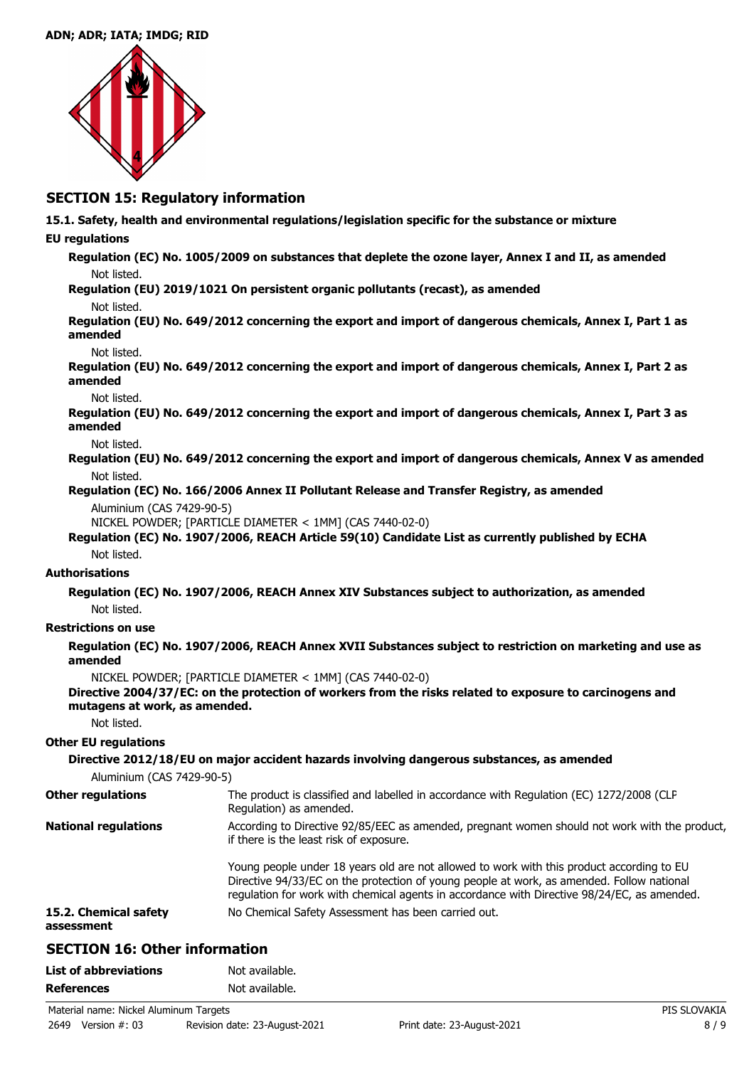**ADN; ADR; IATA; IMDG; RID**

## SECTION 15: Regulatory information

**15.1. Safety, health and environmental regulations/legislation specific for the substance or mixture**

**EU regulations**

**Regulation (EC) No. 1005/2009 on substances that deplete the ozone layer, Annex I and II, as amended**

Not listed.

**Regulation (EU) 2019/1021 On persistent organic pollutants (recast), as amended**

Not listed.

**Regulation (EU) No. 649/2012 concerning the export and import of dangerous chemicals, Annex I, Part 1 as amended**

Not listed.

**Regulation (EU) No. 649/2012 concerning the export and import of dangerous chemicals, Annex I, Part 2 as amended**

Not listed.

**Regulation (EU) No. 649/2012 concerning the export and import of dangerous chemicals, Annex I, Part 3 as amended**

Not listed.

**Regulation (EU) No. 649/2012 concerning the export and import of dangerous chemicals, Annex V as amended**

Not listed.

**Regulation (EC) No. 166/2006 Annex II Pollutant Release and Transfer Registry, as amended**

Aluminium (CAS 7429-90-5)
NICKEL POWDER; [PARTICLE DIAMETER < 1MM] (CAS 7440-02-0)

**Regulation (EC) No. 1907/2006, REACH Article 59(10) Candidate List as currently published by ECHA**

Not listed.

**Authorisations**

**Regulation (EC) No. 1907/2006, REACH Annex XIV Substances subject to authorization, as amended**

Not listed.

**Restrictions on use**

**Regulation (EC) No. 1907/2006, REACH Annex XVII Substances subject to restriction on marketing and use as amended**

NICKEL POWDER; [PARTICLE DIAMETER < 1MM] (CAS 7440-02-0)

**Directive 2004/37/EC: on the protection of workers from the risks related to exposure to carcinogens and mutagens at work, as amended.**

Not listed.

**Other EU regulations**

**Directive 2012/18/EU on major accident hazards involving dangerous substances, as amended**

Aluminium (CAS 7429-90-5)

**Other regulations** The product is classified and labelled in accordance with Regulation (EC) 1272/2008 (CLP Regulation) as amended.

**National regulations** According to Directive 92/85/EEC as amended, pregnant women should not work with the product, if there is the least risk of exposure.

Young people under 18 years old are not allowed to work with this product according to EU Directive 94/33/EC on the protection of young people at work, as amended. Follow national regulation for work with chemical agents in accordance with Directive 98/24/EC, as amended.

**15.2. Chemical safety assessment** No Chemical Safety Assessment has been carried out.

## SECTION 16: Other information

**List of abbreviations** Not available.

**References** Not available.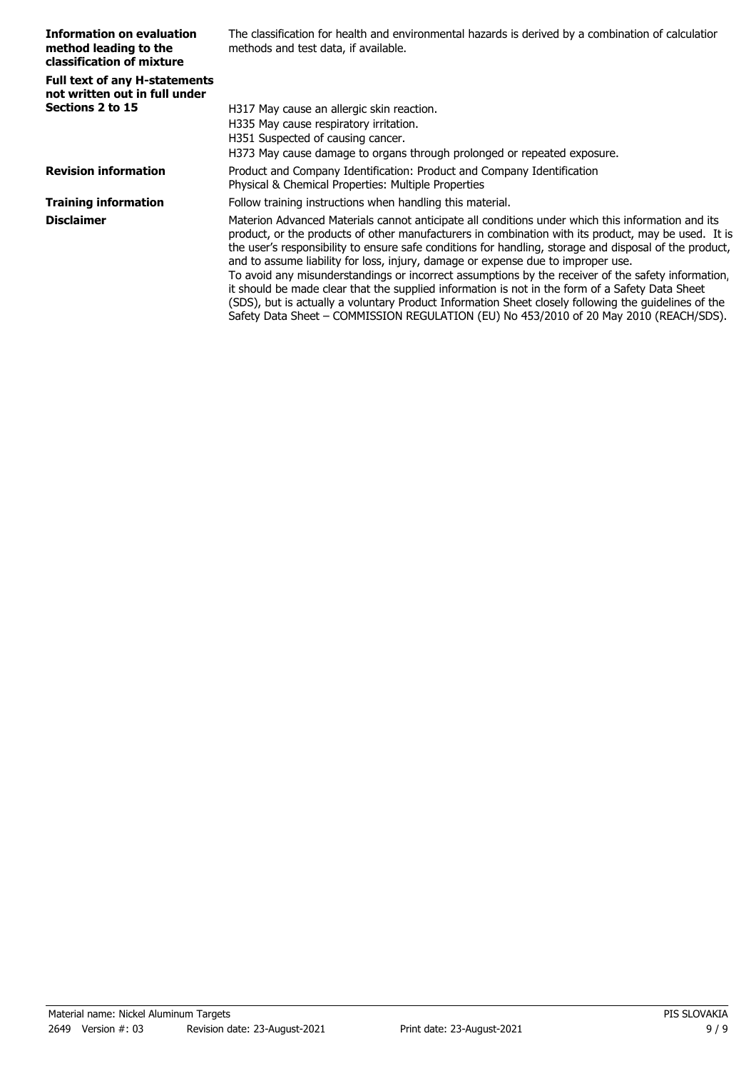**Information on evaluation method leading to the classification of mixture**

The classification for health and environmental hazards is derived by a combination of calculatior methods and test data, if available.

**Full text of any H-statements not written out in full under Sections 2 to 15**

H317 May cause an allergic skin reaction.
H335 May cause respiratory irritation.
H351 Suspected of causing cancer.
H373 May cause damage to organs through prolonged or repeated exposure.

**Revision information**

Product and Company Identification: Product and Company Identification
Physical & Chemical Properties: Multiple Properties

**Training information**

Follow training instructions when handling this material.

**Disclaimer**

Materion Advanced Materials cannot anticipate all conditions under which this information and its product, or the products of other manufacturers in combination with its product, may be used. It is the user's responsibility to ensure safe conditions for handling, storage and disposal of the product, and to assume liability for loss, injury, damage or expense due to improper use.
To avoid any misunderstandings or incorrect assumptions by the receiver of the safety information, it should be made clear that the supplied information is not in the form of a Safety Data Sheet (SDS), but is actually a voluntary Product Information Sheet closely following the guidelines of the Safety Data Sheet – COMMISSION REGULATION (EU) No 453/2010 of 20 May 2010 (REACH/SDS).